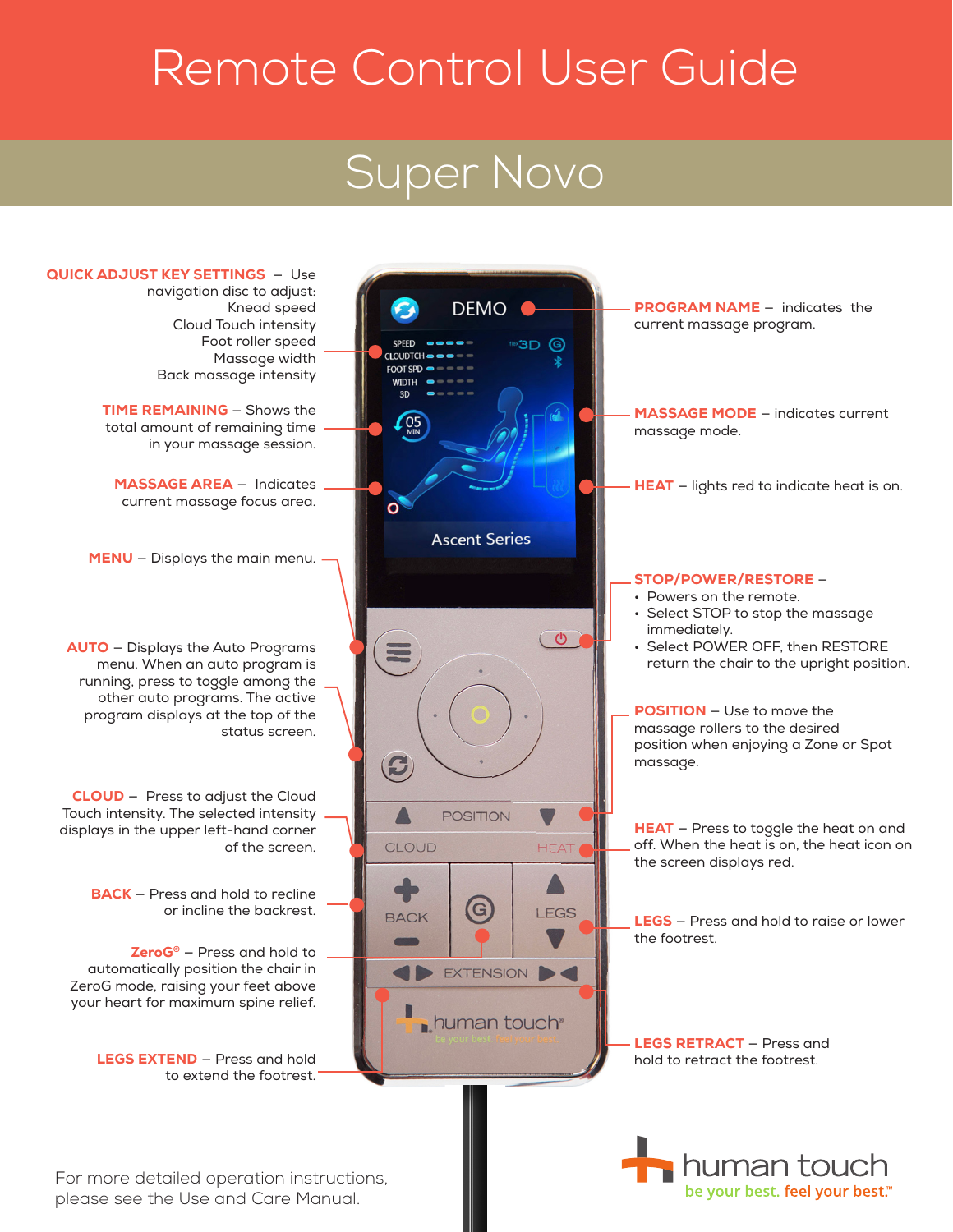# Remote Control User Guide

## Super Novo

**QUICK ADJUST KEY SETTINGS** – Use navigation disc to adjust:
Knead speed
Cloud Touch intensity
Foot roller speed
Massage width
Back massage intensity

**TIME REMAINING** – Shows the total amount of remaining time in your massage session.

**MASSAGE AREA** – Indicates current massage focus area.

**MENU** – Displays the main menu.

**AUTO** – Displays the Auto Programs menu. When an auto program is running, press to toggle among the other auto programs. The active program displays at the top of the status screen.

**CLOUD** – Press to adjust the Cloud Touch intensity. The selected intensity displays in the upper left-hand corner of the screen.

**BACK** – Press and hold to recline or incline the backrest.

**ZeroG®** – Press and hold to automatically position the chair in ZeroG mode, raising your feet above your heart for maximum spine relief.

**LEGS EXTEND** – Press and hold to extend the footrest.

**PROGRAM NAME** – indicates the current massage program.

**MASSAGE MODE** – indicates current massage mode.

**HEAT** – lights red to indicate heat is on.

**STOP/POWER/RESTORE** –
- Powers on the remote.
- Select STOP to stop the massage immediately.
- Select POWER OFF, then RESTORE return the chair to the upright position.

**POSITION** – Use to move the massage rollers to the desired position when enjoying a Zone or Spot massage.

**HEAT** – Press to toggle the heat on and off. When the heat is on, the heat icon on the screen displays red.

**LEGS** – Press and hold to raise or lower the footrest.

**LEGS RETRACT** – Press and hold to retract the footrest.

For more detailed operation instructions, please see the Use and Care Manual.

human touch
be your best. feel your best.™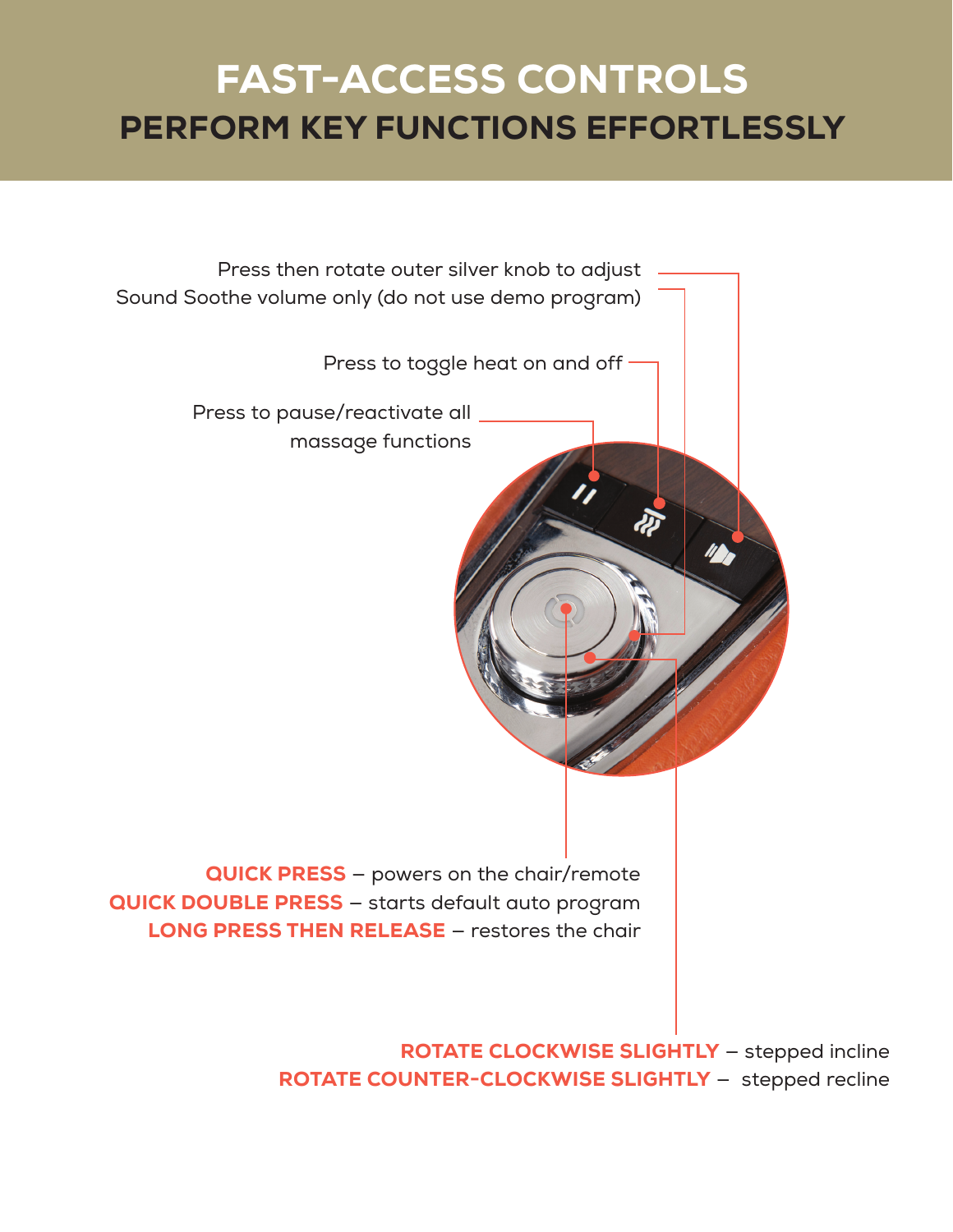# FAST-ACCESS CONTROLS

## PERFORM KEY FUNCTIONS EFFORTLESSLY

Press then rotate outer silver knob to adjust Sound Soothe volume only (do not use demo program)

Press to toggle heat on and off

Press to pause/reactivate all massage functions

**QUICK PRESS** – powers on the chair/remote
**QUICK DOUBLE PRESS** – starts default auto program
**LONG PRESS THEN RELEASE** – restores the chair

**ROTATE CLOCKWISE SLIGHTLY** – stepped incline
**ROTATE COUNTER-CLOCKWISE SLIGHTLY** – stepped recline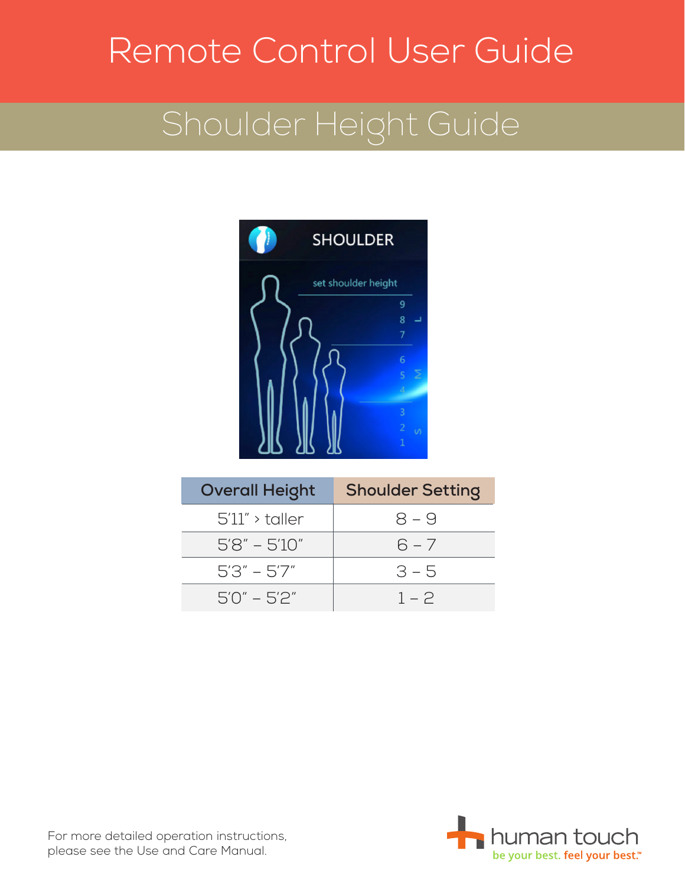# Remote Control User Guide

## Shoulder Height Guide

SHOULDER

set shoulder height

9
8 L
7
6
5 M
4
3
2 S
1

| Overall Height | Shoulder Setting |
|---|---|
| 5'11" > taller | 8 – 9 |
| 5'8" – 5'10" | 6 – 7 |
| 5'3" – 5'7" | 3 – 5 |
| 5'0" – 5'2" | 1 – 2 |

For more detailed operation instructions, please see the Use and Care Manual.

human touch
be your best. feel your best.™